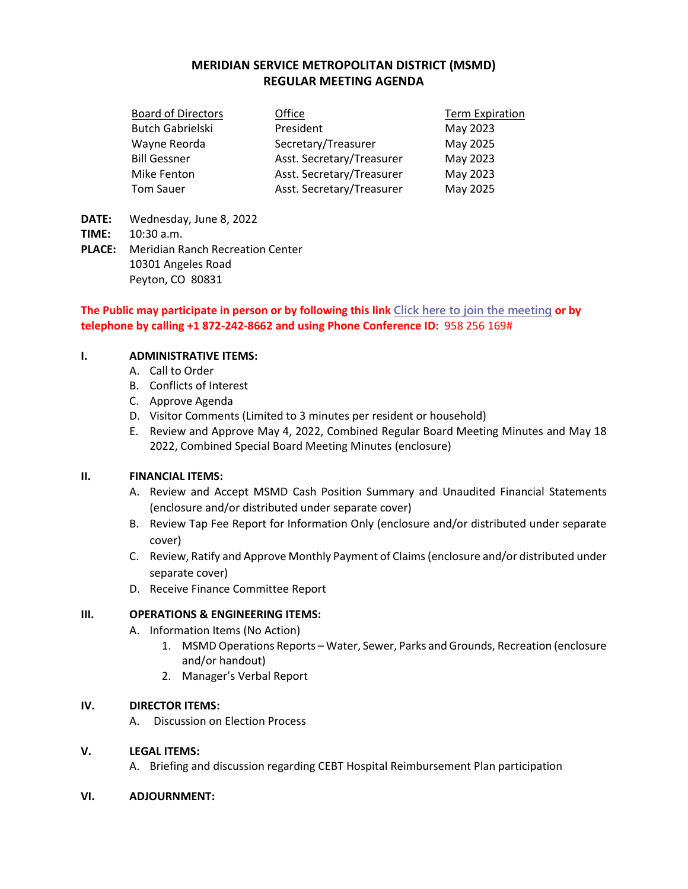# MERIDIAN SERVICE METROPOLITAN DISTRICT (MSMD)
## REGULAR MEETING AGENDA

| Board of Directors | Office | Term Expiration |
|---|---|---|
| Butch Gabrielski | President | May 2023 |
| Wayne Reorda | Secretary/Treasurer | May 2025 |
| Bill Gessner | Asst. Secretary/Treasurer | May 2023 |
| Mike Fenton | Asst. Secretary/Treasurer | May 2023 |
| Tom Sauer | Asst. Secretary/Treasurer | May 2025 |

**DATE:** Wednesday, June 8, 2022
**TIME:** 10:30 a.m.
**PLACE:** Meridian Ranch Recreation Center
10301 Angeles Road
Peyton, CO 80831

**The Public may participate in person or by following this link Click here to join the meeting or by telephone by calling +1 872-242-8662 and using Phone Conference ID:** 958 256 169#

**I. ADMINISTRATIVE ITEMS:**

A. Call to Order
B. Conflicts of Interest
C. Approve Agenda
D. Visitor Comments (Limited to 3 minutes per resident or household)
E. Review and Approve May 4, 2022, Combined Regular Board Meeting Minutes and May 18 2022, Combined Special Board Meeting Minutes (enclosure)

**II. FINANCIAL ITEMS:**

A. Review and Accept MSMD Cash Position Summary and Unaudited Financial Statements (enclosure and/or distributed under separate cover)
B. Review Tap Fee Report for Information Only (enclosure and/or distributed under separate cover)
C. Review, Ratify and Approve Monthly Payment of Claims (enclosure and/or distributed under separate cover)
D. Receive Finance Committee Report

**III. OPERATIONS & ENGINEERING ITEMS:**

A. Information Items (No Action)
   1. MSMD Operations Reports – Water, Sewer, Parks and Grounds, Recreation (enclosure and/or handout)
   2. Manager's Verbal Report

**IV. DIRECTOR ITEMS:**

A. Discussion on Election Process

**V. LEGAL ITEMS:**

A. Briefing and discussion regarding CEBT Hospital Reimbursement Plan participation

**VI. ADJOURNMENT:**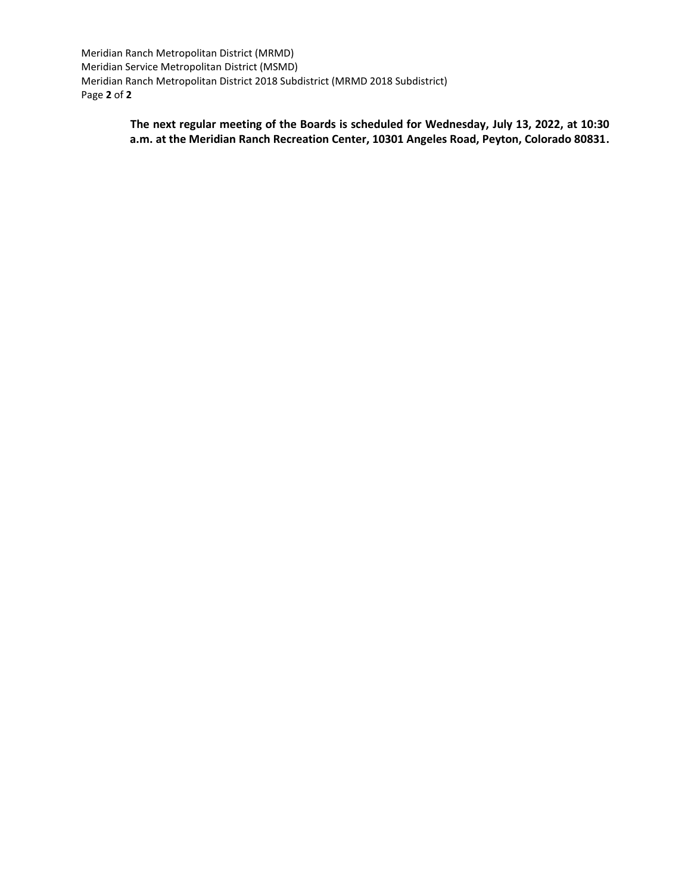**The next regular meeting of the Boards is scheduled for Wednesday, July 13, 2022, at 10:30 a.m. at the Meridian Ranch Recreation Center, 10301 Angeles Road, Peyton, Colorado 80831.**